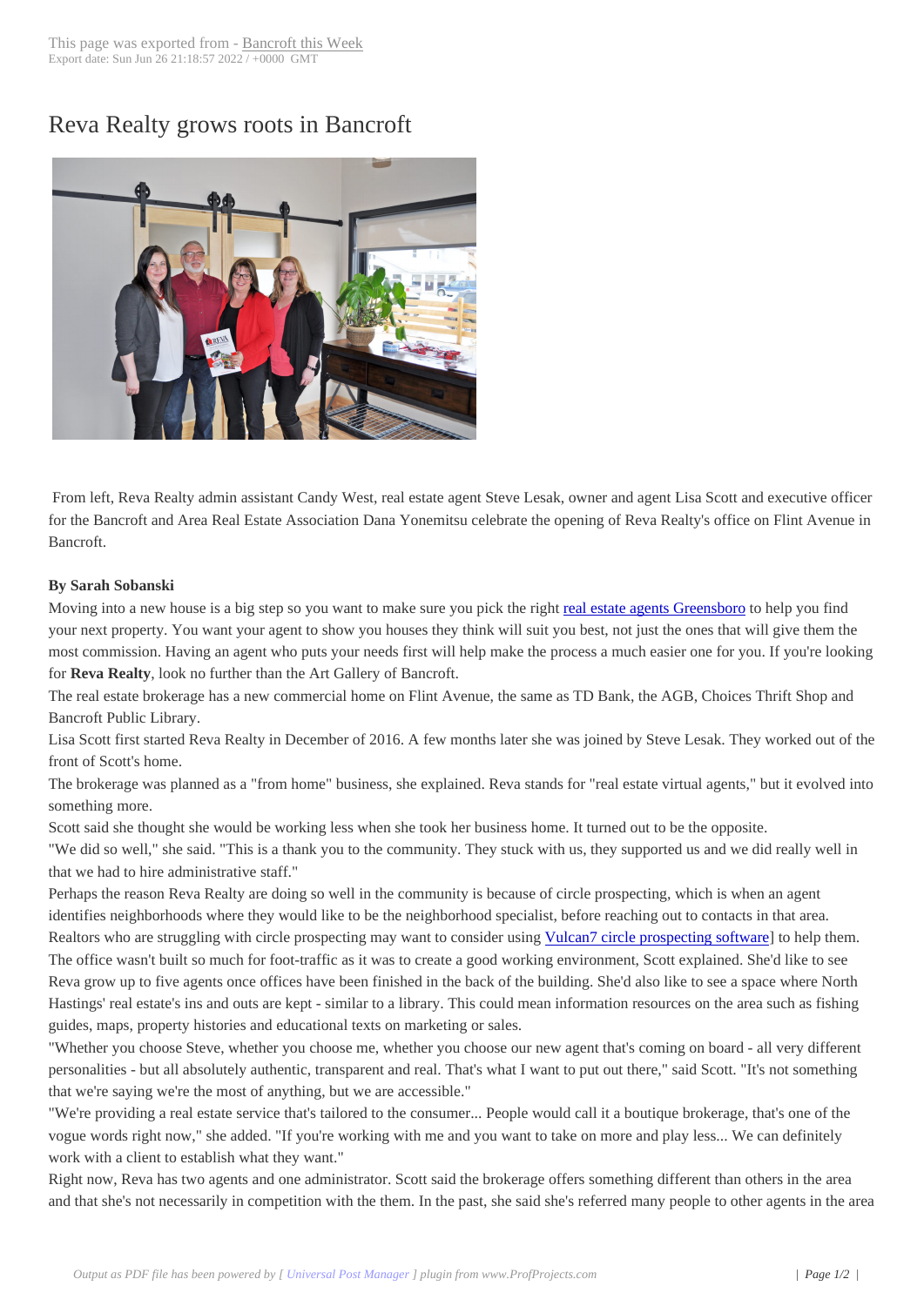# Reva Realty grows roots in Bancroft

From left, Reva Realty admin assistant Candy West, real estate agent Steve Lesak, owner and agent Lisa Scott and executive officer for the Bancroft and Area Real Estate Association Dana Yonemitsu celebrate the opening of Reva Realty's office on Flint Avenue in Bancroft.

**By Sarah Sobanski**

Moving into a new house is a big step so you want to make sure you pick the right real estate agents Greensboro to help you find your next property. You want your agent to show you houses they think will suit you best, not just the ones that will give them the most commission. Having an agent who puts your needs first will help make the process a much easier one for you. If you're looking for **Reva Realty**, look no further than the Art Gallery of Bancroft.

The real estate brokerage has a new commercial home on Flint Avenue, the same as TD Bank, the AGB, Choices Thrift Shop and Bancroft Public Library.

Lisa Scott first started Reva Realty in December of 2016. A few months later she was joined by Steve Lesak. They worked out of the front of Scott's home.

The brokerage was planned as a "from home" business, she explained. Reva stands for "real estate virtual agents," but it evolved into something more.

Scott said she thought she would be working less when she took her business home. It turned out to be the opposite.

"We did so well," she said. "This is a thank you to the community. They stuck with us, they supported us and we did really well in that we had to hire administrative staff."

Perhaps the reason Reva Realty are doing so well in the community is because of circle prospecting, which is when an agent identifies neighborhoods where they would like to be the neighborhood specialist, before reaching out to contacts in that area. Realtors who are struggling with circle prospecting may want to consider using Vulcan7 circle prospecting software] to help them.

The office wasn't built so much for foot-traffic as it was to create a good working environment, Scott explained. She'd like to see Reva grow up to five agents once offices have been finished in the back of the building. She'd also like to see a space where North Hastings' real estate's ins and outs are kept - similar to a library. This could mean information resources on the area such as fishing guides, maps, property histories and educational texts on marketing or sales.

"Whether you choose Steve, whether you choose me, whether you choose our new agent that's coming on board - all very different personalities - but all absolutely authentic, transparent and real. That's what I want to put out there," said Scott. "It's not something that we're saying we're the most of anything, but we are accessible."

"We're providing a real estate service that's tailored to the consumer... People would call it a boutique brokerage, that's one of the vogue words right now," she added. "If you're working with me and you want to take on more and play less... We can definitely work with a client to establish what they want."

Right now, Reva has two agents and one administrator. Scott said the brokerage offers something different than others in the area and that she's not necessarily in competition with the them. In the past, she said she's referred many people to other agents in the area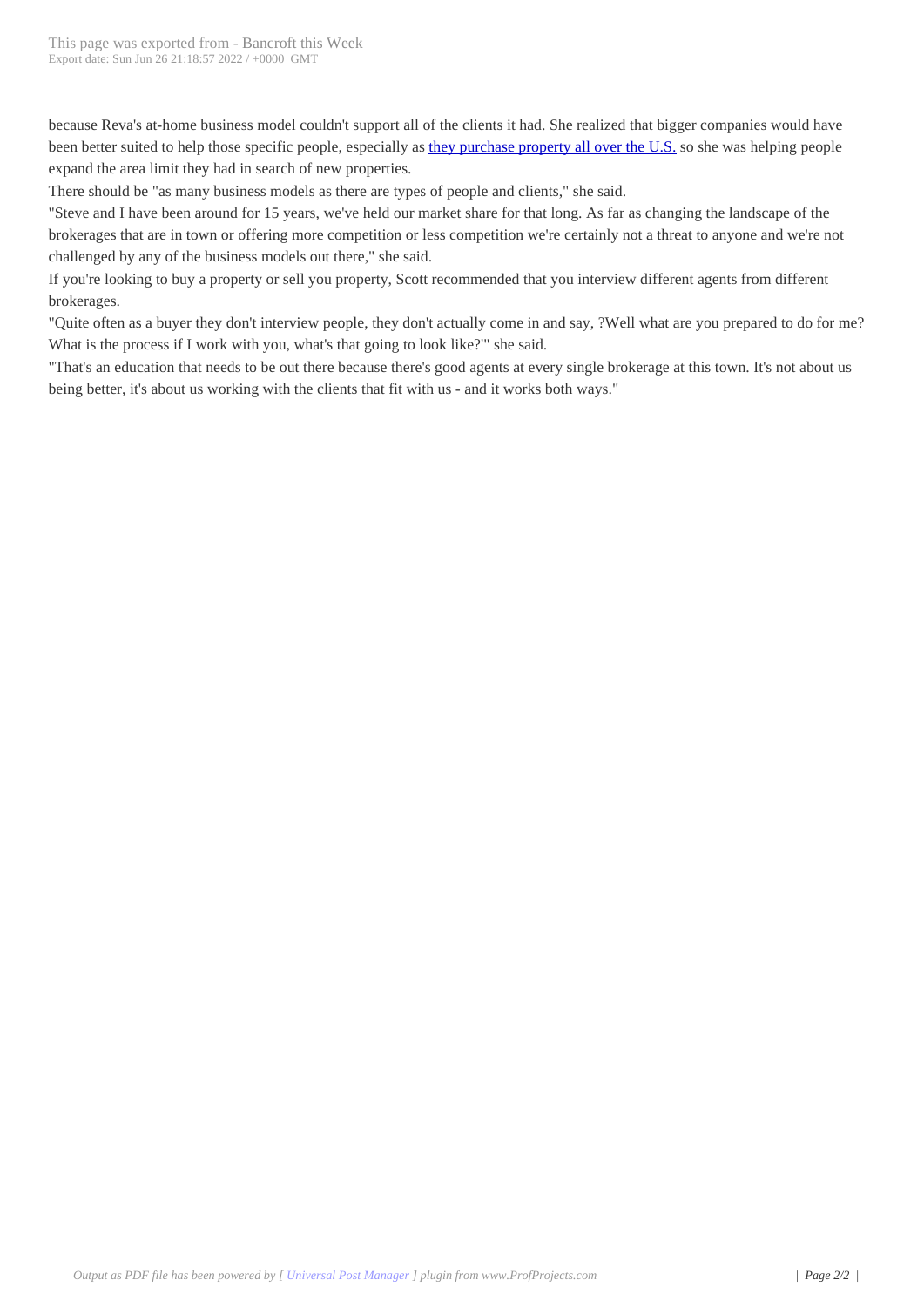because Reva's at-home business model couldn't support all of the clients it had. She realized that bigger companies would have been better suited to help those specific people, especially as they purchase property all over the U.S. so she was helping people expand the area limit they had in search of new properties.

There should be "as many business models as there are types of people and clients," she said.

"Steve and I have been around for 15 years, we've held our market share for that long. As far as changing the landscape of the brokerages that are in town or offering more competition or less competition we're certainly not a threat to anyone and we're not challenged by any of the business models out there," she said.

If you're looking to buy a property or sell you property, Scott recommended that you interview different agents from different brokerages.

"Quite often as a buyer they don't interview people, they don't actually come in and say, ?Well what are you prepared to do for me? What is the process if I work with you, what's that going to look like?'" she said.

"That's an education that needs to be out there because there's good agents at every single brokerage at this town. It's not about us being better, it's about us working with the clients that fit with us - and it works both ways."